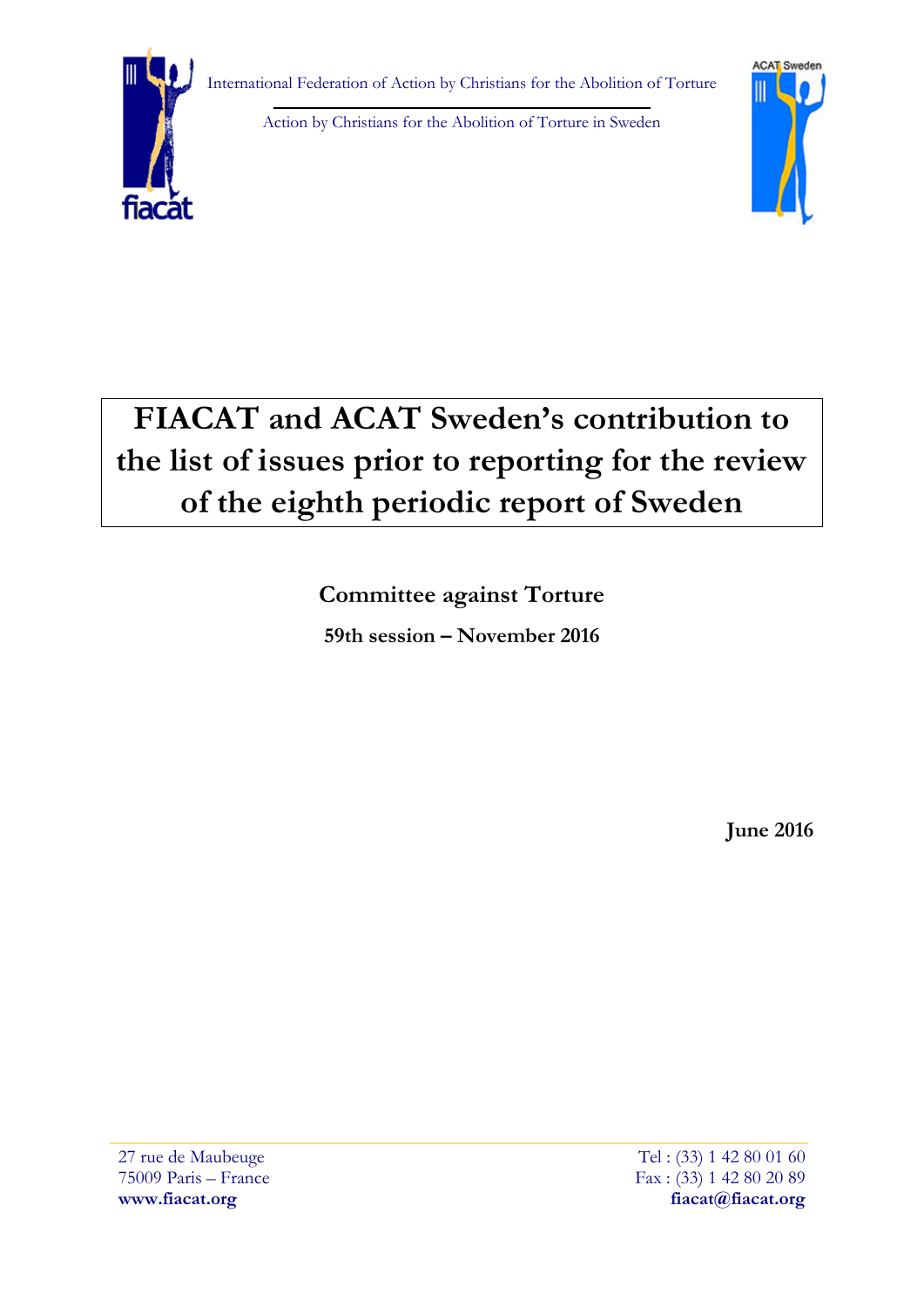International Federation of Action by Christians for the Abolition of Torture

Action by Christians for the Abolition of Torture in Sweden

# FIACAT and ACAT Sweden's contribution to the list of issues prior to reporting for the review of the eighth periodic report of Sweden

**Committee against Torture**

**59th session – November 2016**

**June 2016**

27 rue de Maubeuge
75009 Paris – France
**www.fiacat.org**

Tel : (33) 1 42 80 01 60
Fax : (33) 1 42 80 20 89
**fiacat@fiacat.org**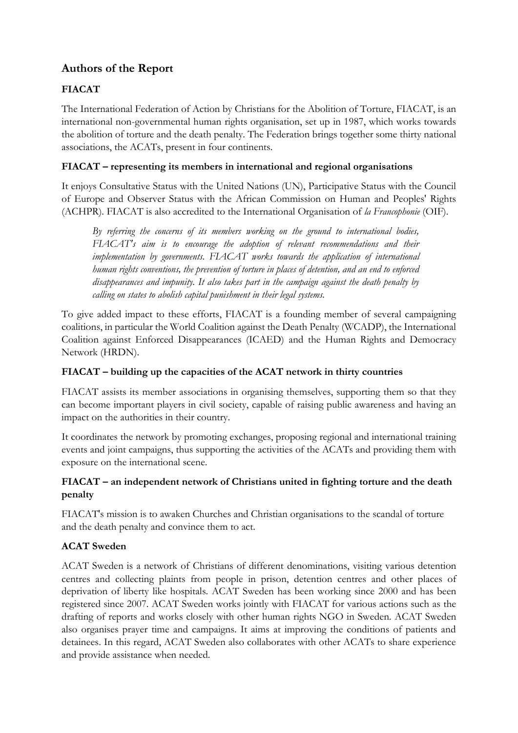## Authors of the Report

### FIACAT

The International Federation of Action by Christians for the Abolition of Torture, FIACAT, is an international non-governmental human rights organisation, set up in 1987, which works towards the abolition of torture and the death penalty. The Federation brings together some thirty national associations, the ACATs, present in four continents.

### FIACAT – representing its members in international and regional organisations

It enjoys Consultative Status with the United Nations (UN), Participative Status with the Council of Europe and Observer Status with the African Commission on Human and Peoples' Rights (ACHPR). FIACAT is also accredited to the International Organisation of *la Francophonie* (OIF).

> *By referring the concerns of its members working on the ground to international bodies, FIACAT's aim is to encourage the adoption of relevant recommendations and their implementation by governments. FIACAT works towards the application of international human rights conventions, the prevention of torture in places of detention, and an end to enforced disappearances and impunity. It also takes part in the campaign against the death penalty by calling on states to abolish capital punishment in their legal systems.*

To give added impact to these efforts, FIACAT is a founding member of several campaigning coalitions, in particular the World Coalition against the Death Penalty (WCADP), the International Coalition against Enforced Disappearances (ICAED) and the Human Rights and Democracy Network (HRDN).

### FIACAT – building up the capacities of the ACAT network in thirty countries

FIACAT assists its member associations in organising themselves, supporting them so that they can become important players in civil society, capable of raising public awareness and having an impact on the authorities in their country.

It coordinates the network by promoting exchanges, proposing regional and international training events and joint campaigns, thus supporting the activities of the ACATs and providing them with exposure on the international scene.

### FIACAT – an independent network of Christians united in fighting torture and the death penalty

FIACAT's mission is to awaken Churches and Christian organisations to the scandal of torture and the death penalty and convince them to act.

### ACAT Sweden

ACAT Sweden is a network of Christians of different denominations, visiting various detention centres and collecting plaints from people in prison, detention centres and other places of deprivation of liberty like hospitals. ACAT Sweden has been working since 2000 and has been registered since 2007. ACAT Sweden works jointly with FIACAT for various actions such as the drafting of reports and works closely with other human rights NGO in Sweden. ACAT Sweden also organises prayer time and campaigns. It aims at improving the conditions of patients and detainees. In this regard, ACAT Sweden also collaborates with other ACATs to share experience and provide assistance when needed.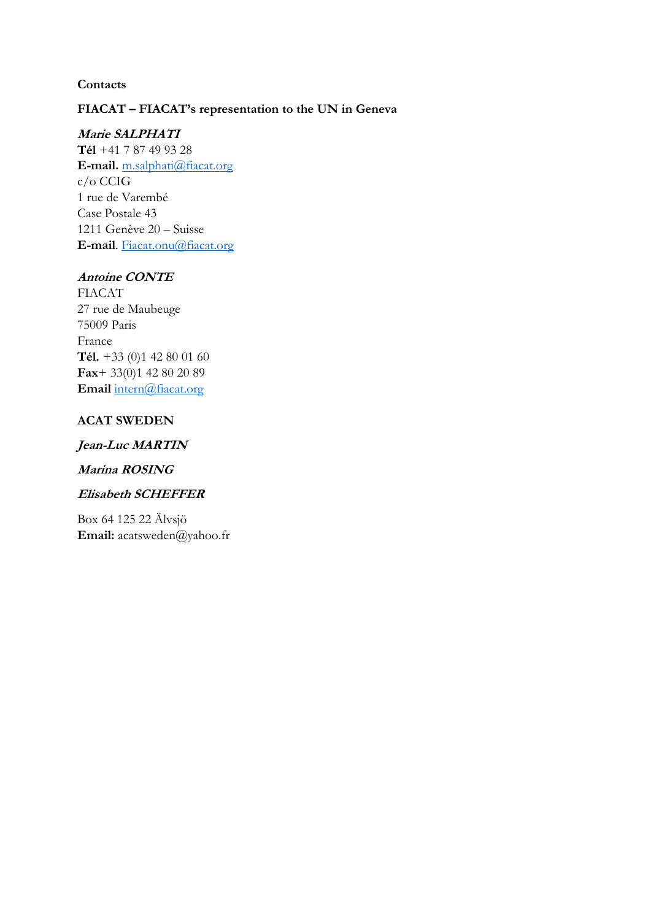**Contacts**

**FIACAT – FIACAT's representation to the UN in Geneva**

***Marie SALPHATI***
**Tél** +41 7 87 49 93 28
**E-mail.** m.salphati@fiacat.org
c/o CCIG
1 rue de Varembé
Case Postale 43
1211 Genève 20 – Suisse
**E-mail**. Fiacat.onu@fiacat.org

***Antoine CONTE***
FIACAT
27 rue de Maubeuge
75009 Paris
France
**Tél.** +33 (0)1 42 80 01 60
**Fax**+ 33(0)1 42 80 20 89
**Email** intern@fiacat.org

**ACAT SWEDEN**

***Jean-Luc MARTIN***

***Marina ROSING***

***Elisabeth SCHEFFER***

Box 64 125 22 Älvsjö
**Email:** acatsweden@yahoo.fr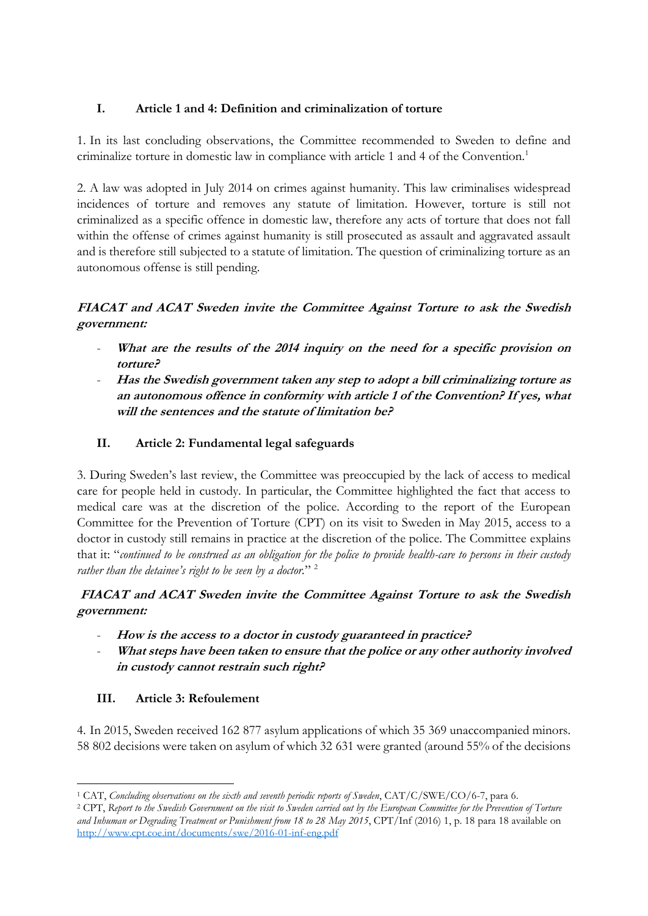## I. Article 1 and 4: Definition and criminalization of torture

1. In its last concluding observations, the Committee recommended to Sweden to define and criminalize torture in domestic law in compliance with article 1 and 4 of the Convention.[1]

2. A law was adopted in July 2014 on crimes against humanity. This law criminalises widespread incidences of torture and removes any statute of limitation. However, torture is still not criminalized as a specific offence in domestic law, therefore any acts of torture that does not fall within the offense of crimes against humanity is still prosecuted as assault and aggravated assault and is therefore still subjected to a statute of limitation. The question of criminalizing torture as an autonomous offense is still pending.

***FIACAT and ACAT Sweden invite the Committee Against Torture to ask the Swedish government:***

- ***What are the results of the 2014 inquiry on the need for a specific provision on torture?***
- ***Has the Swedish government taken any step to adopt a bill criminalizing torture as an autonomous offence in conformity with article 1 of the Convention? If yes, what will the sentences and the statute of limitation be?***

## II. Article 2: Fundamental legal safeguards

3. During Sweden's last review, the Committee was preoccupied by the lack of access to medical care for people held in custody. In particular, the Committee highlighted the fact that access to medical care was at the discretion of the police. According to the report of the European Committee for the Prevention of Torture (CPT) on its visit to Sweden in May 2015, access to a doctor in custody still remains in practice at the discretion of the police. The Committee explains that it: "*continued to be construed as an obligation for the police to provide health-care to persons in their custody rather than the detainee's right to be seen by a doctor.*" [2]

***FIACAT and ACAT Sweden invite the Committee Against Torture to ask the Swedish government:***

- ***How is the access to a doctor in custody guaranteed in practice?***
- ***What steps have been taken to ensure that the police or any other authority involved in custody cannot restrain such right?***

## III. Article 3: Refoulement

4. In 2015, Sweden received 162 877 asylum applications of which 35 369 unaccompanied minors. 58 802 decisions were taken on asylum of which 32 631 were granted (around 55% of the decisions

---

[1] CAT, *Concluding observations on the sixth and seventh periodic reports of Sweden*, CAT/C/SWE/CO/6-7, para 6.

[2] CPT, *Report to the Swedish Government on the visit to Sweden carried out by the European Committee for the Prevention of Torture and Inhuman or Degrading Treatment or Punishment from 18 to 28 May 2015*, CPT/Inf (2016) 1, p. 18 para 18 available on http://www.cpt.coe.int/documents/swe/2016-01-inf-eng.pdf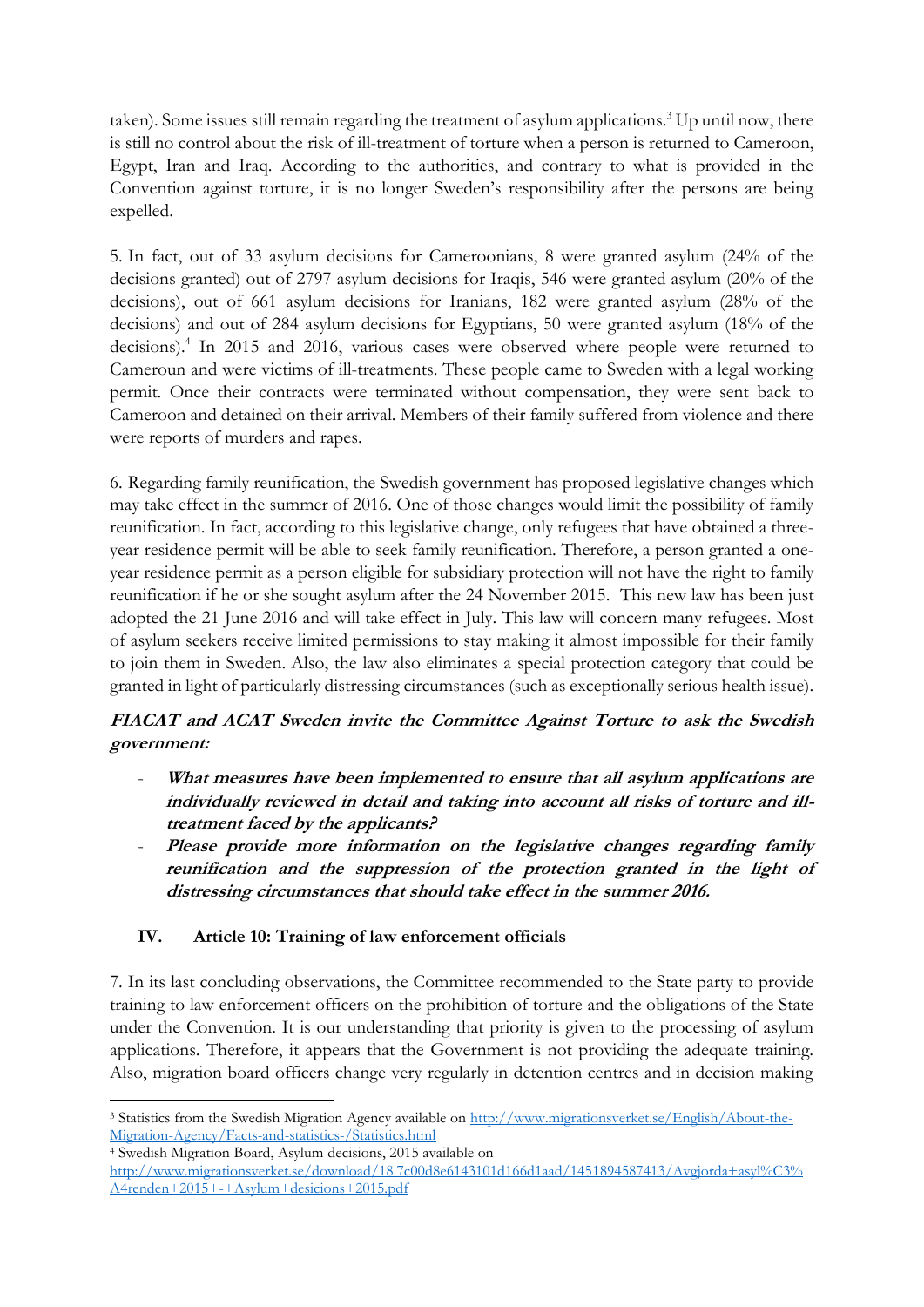taken). Some issues still remain regarding the treatment of asylum applications.[3] Up until now, there is still no control about the risk of ill-treatment of torture when a person is returned to Cameroon, Egypt, Iran and Iraq. According to the authorities, and contrary to what is provided in the Convention against torture, it is no longer Sweden's responsibility after the persons are being expelled.

5. In fact, out of 33 asylum decisions for Cameroonians, 8 were granted asylum (24% of the decisions granted) out of 2797 asylum decisions for Iraqis, 546 were granted asylum (20% of the decisions), out of 661 asylum decisions for Iranians, 182 were granted asylum (28% of the decisions) and out of 284 asylum decisions for Egyptians, 50 were granted asylum (18% of the decisions).[4] In 2015 and 2016, various cases were observed where people were returned to Cameroun and were victims of ill-treatments. These people came to Sweden with a legal working permit. Once their contracts were terminated without compensation, they were sent back to Cameroon and detained on their arrival. Members of their family suffered from violence and there were reports of murders and rapes.

6. Regarding family reunification, the Swedish government has proposed legislative changes which may take effect in the summer of 2016. One of those changes would limit the possibility of family reunification. In fact, according to this legislative change, only refugees that have obtained a three-year residence permit will be able to seek family reunification. Therefore, a person granted a one-year residence permit as a person eligible for subsidiary protection will not have the right to family reunification if he or she sought asylum after the 24 November 2015. This new law has been just adopted the 21 June 2016 and will take effect in July. This law will concern many refugees. Most of asylum seekers receive limited permissions to stay making it almost impossible for their family to join them in Sweden. Also, the law also eliminates a special protection category that could be granted in light of particularly distressing circumstances (such as exceptionally serious health issue).

***FIACAT and ACAT Sweden invite the Committee Against Torture to ask the Swedish government:***

- ***What measures have been implemented to ensure that all asylum applications are individually reviewed in detail and taking into account all risks of torture and ill-treatment faced by the applicants?***
- ***Please provide more information on the legislative changes regarding family reunification and the suppression of the protection granted in the light of distressing circumstances that should take effect in the summer 2016.***

## IV. Article 10: Training of law enforcement officials

7. In its last concluding observations, the Committee recommended to the State party to provide training to law enforcement officers on the prohibition of torture and the obligations of the State under the Convention. It is our understanding that priority is given to the processing of asylum applications. Therefore, it appears that the Government is not providing the adequate training. Also, migration board officers change very regularly in detention centres and in decision making

---

[3] Statistics from the Swedish Migration Agency available on http://www.migrationsverket.se/English/About-the-Migration-Agency/Facts-and-statistics-/Statistics.html

[4] Swedish Migration Board, Asylum decisions, 2015 available on http://www.migrationsverket.se/download/18.7c00d8e6143101d166d1aad/1451894587413/Avgjorda+asyl%C3%A4renden+2015+-+Asylum+desicions+2015.pdf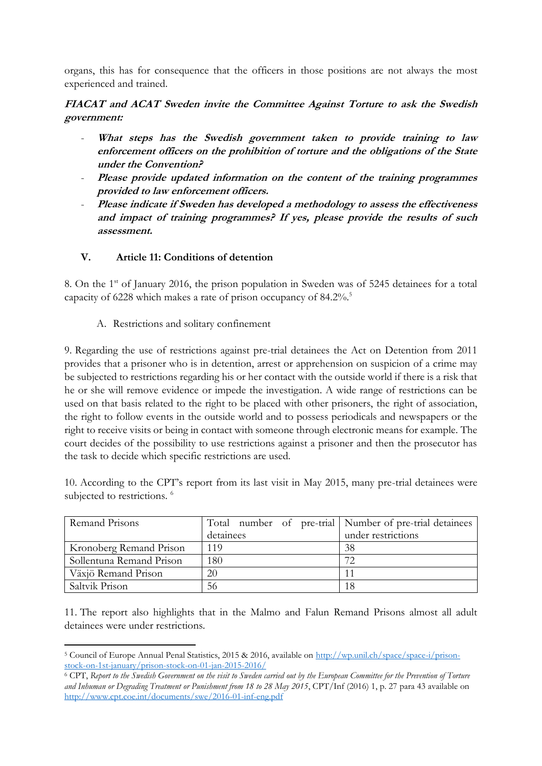organs, this has for consequence that the officers in those positions are not always the most experienced and trained.

***FIACAT and ACAT Sweden invite the Committee Against Torture to ask the Swedish government:***

- ***What steps has the Swedish government taken to provide training to law enforcement officers on the prohibition of torture and the obligations of the State under the Convention?***
- ***Please provide updated information on the content of the training programmes provided to law enforcement officers.***
- ***Please indicate if Sweden has developed a methodology to assess the effectiveness and impact of training programmes? If yes, please provide the results of such assessment.***

## V. Article 11: Conditions of detention

8. On the 1st of January 2016, the prison population in Sweden was of 5245 detainees for a total capacity of 6228 which makes a rate of prison occupancy of 84.2%.[5]

### A. Restrictions and solitary confinement

9. Regarding the use of restrictions against pre-trial detainees the Act on Detention from 2011 provides that a prisoner who is in detention, arrest or apprehension on suspicion of a crime may be subjected to restrictions regarding his or her contact with the outside world if there is a risk that he or she will remove evidence or impede the investigation. A wide range of restrictions can be used on that basis related to the right to be placed with other prisoners, the right of association, the right to follow events in the outside world and to possess periodicals and newspapers or the right to receive visits or being in contact with someone through electronic means for example. The court decides of the possibility to use restrictions against a prisoner and then the prosecutor has the task to decide which specific restrictions are used.

10. According to the CPT's report from its last visit in May 2015, many pre-trial detainees were subjected to restrictions. [6]

| Remand Prisons | Total number of pre-trial detainees | Number of pre-trial detainees under restrictions |
|---|---|---|
| Kronoberg Remand Prison | 119 | 38 |
| Sollentuna Remand Prison | 180 | 72 |
| Växjö Remand Prison | 20 | 11 |
| Saltvik Prison | 56 | 18 |

11. The report also highlights that in the Malmo and Falun Remand Prisons almost all adult detainees were under restrictions.

---

[5] Council of Europe Annual Penal Statistics, 2015 & 2016, available on http://wp.unil.ch/space/space-i/prison-stock-on-1st-january/prison-stock-on-01-jan-2015-2016/

[6] CPT, *Report to the Swedish Government on the visit to Sweden carried out by the European Committee for the Prevention of Torture and Inhuman or Degrading Treatment or Punishment from 18 to 28 May 2015*, CPT/Inf (2016) 1, p. 27 para 43 available on http://www.cpt.coe.int/documents/swe/2016-01-inf-eng.pdf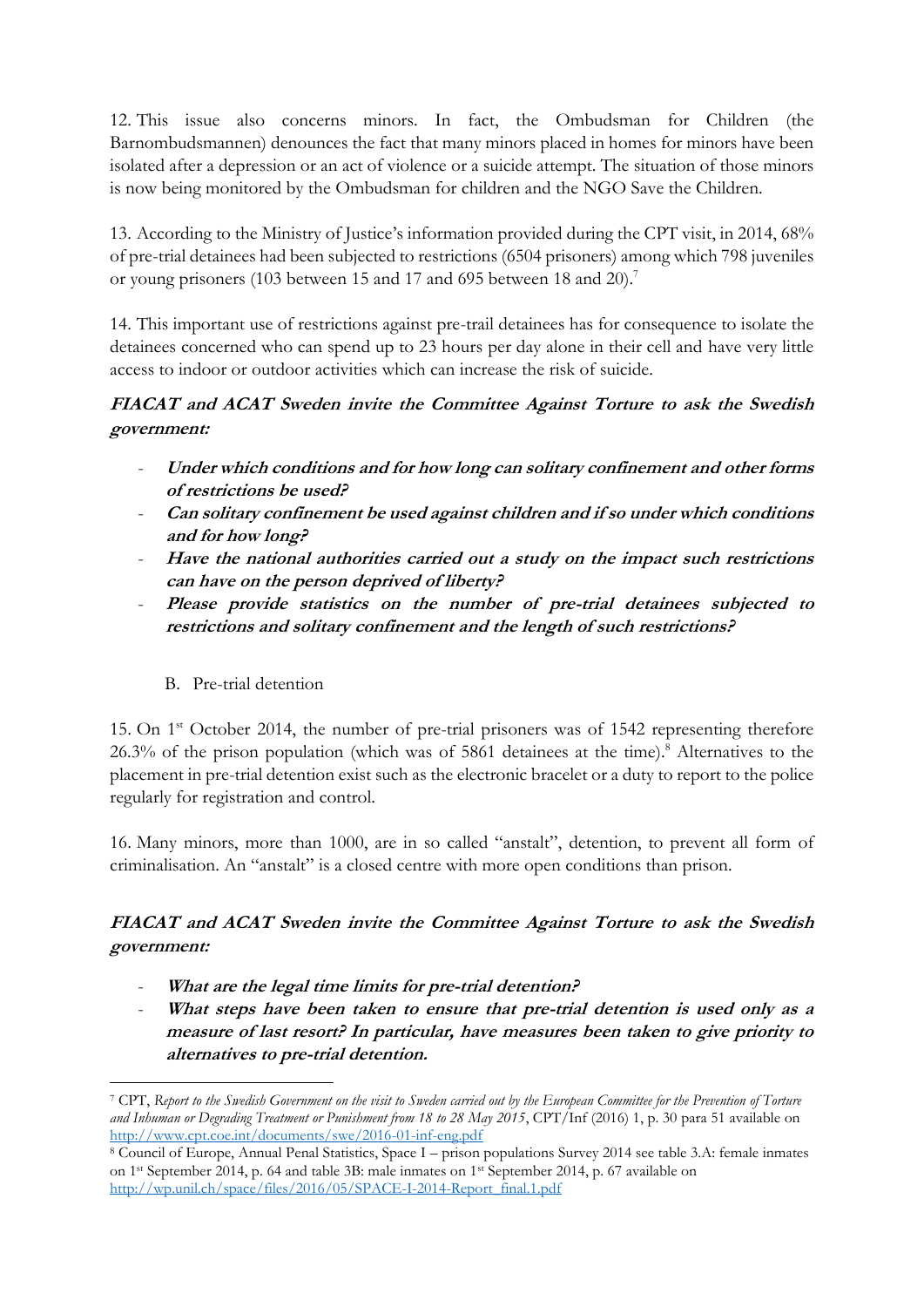12. This issue also concerns minors. In fact, the Ombudsman for Children (the Barnombudsmannen) denounces the fact that many minors placed in homes for minors have been isolated after a depression or an act of violence or a suicide attempt. The situation of those minors is now being monitored by the Ombudsman for children and the NGO Save the Children.

13. According to the Ministry of Justice's information provided during the CPT visit, in 2014, 68% of pre-trial detainees had been subjected to restrictions (6504 prisoners) among which 798 juveniles or young prisoners (103 between 15 and 17 and 695 between 18 and 20).[7]

14. This important use of restrictions against pre-trail detainees has for consequence to isolate the detainees concerned who can spend up to 23 hours per day alone in their cell and have very little access to indoor or outdoor activities which can increase the risk of suicide.

***FIACAT and ACAT Sweden invite the Committee Against Torture to ask the Swedish government:***

- ***Under which conditions and for how long can solitary confinement and other forms of restrictions be used?***
- ***Can solitary confinement be used against children and if so under which conditions and for how long?***
- ***Have the national authorities carried out a study on the impact such restrictions can have on the person deprived of liberty?***
- ***Please provide statistics on the number of pre-trial detainees subjected to restrictions and solitary confinement and the length of such restrictions?***

### B. Pre-trial detention

15. On 1st October 2014, the number of pre-trial prisoners was of 1542 representing therefore 26.3% of the prison population (which was of 5861 detainees at the time).[8] Alternatives to the placement in pre-trial detention exist such as the electronic bracelet or a duty to report to the police regularly for registration and control.

16. Many minors, more than 1000, are in so called "anstalt", detention, to prevent all form of criminalisation. An "anstalt" is a closed centre with more open conditions than prison.

***FIACAT and ACAT Sweden invite the Committee Against Torture to ask the Swedish government:***

- ***What are the legal time limits for pre-trial detention?***
- ***What steps have been taken to ensure that pre-trial detention is used only as a measure of last resort? In particular, have measures been taken to give priority to alternatives to pre-trial detention.***

---

[7] CPT, *Report to the Swedish Government on the visit to Sweden carried out by the European Committee for the Prevention of Torture and Inhuman or Degrading Treatment or Punishment from 18 to 28 May 2015*, CPT/Inf (2016) 1, p. 30 para 51 available on http://www.cpt.coe.int/documents/swe/2016-01-inf-eng.pdf

[8] Council of Europe, Annual Penal Statistics, Space I – prison populations Survey 2014 see table 3.A: female inmates on 1st September 2014, p. 64 and table 3B: male inmates on 1st September 2014, p. 67 available on http://wp.unil.ch/space/files/2016/05/SPACE-I-2014-Report_final.1.pdf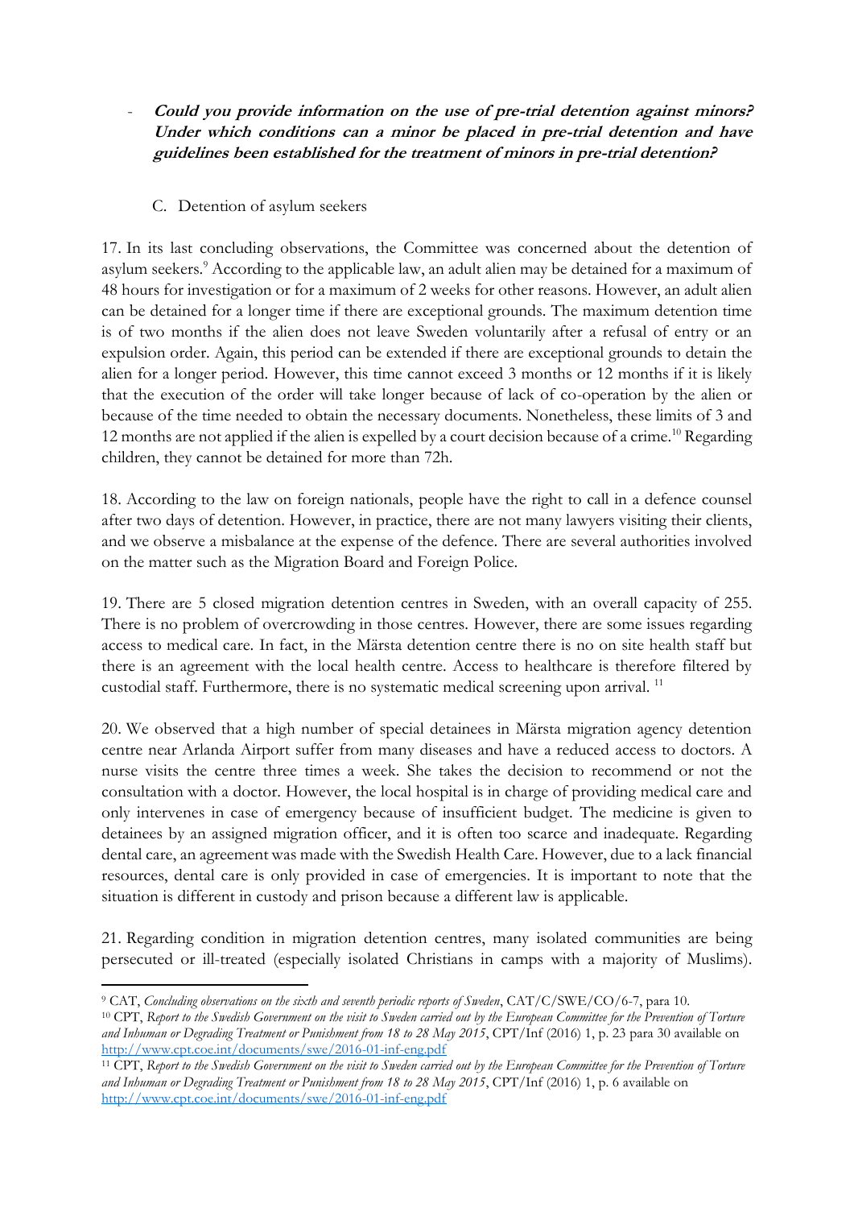- ***Could you provide information on the use of pre-trial detention against minors? Under which conditions can a minor be placed in pre-trial detention and have guidelines been established for the treatment of minors in pre-trial detention?***

C. Detention of asylum seekers

17. In its last concluding observations, the Committee was concerned about the detention of asylum seekers.[9] According to the applicable law, an adult alien may be detained for a maximum of 48 hours for investigation or for a maximum of 2 weeks for other reasons. However, an adult alien can be detained for a longer time if there are exceptional grounds. The maximum detention time is of two months if the alien does not leave Sweden voluntarily after a refusal of entry or an expulsion order. Again, this period can be extended if there are exceptional grounds to detain the alien for a longer period. However, this time cannot exceed 3 months or 12 months if it is likely that the execution of the order will take longer because of lack of co-operation by the alien or because of the time needed to obtain the necessary documents. Nonetheless, these limits of 3 and 12 months are not applied if the alien is expelled by a court decision because of a crime.[10] Regarding children, they cannot be detained for more than 72h.

18. According to the law on foreign nationals, people have the right to call in a defence counsel after two days of detention. However, in practice, there are not many lawyers visiting their clients, and we observe a misbalance at the expense of the defence. There are several authorities involved on the matter such as the Migration Board and Foreign Police.

19. There are 5 closed migration detention centres in Sweden, with an overall capacity of 255. There is no problem of overcrowding in those centres. However, there are some issues regarding access to medical care. In fact, in the Märsta detention centre there is no on site health staff but there is an agreement with the local health centre. Access to healthcare is therefore filtered by custodial staff. Furthermore, there is no systematic medical screening upon arrival.[11]

20. We observed that a high number of special detainees in Märsta migration agency detention centre near Arlanda Airport suffer from many diseases and have a reduced access to doctors. A nurse visits the centre three times a week. She takes the decision to recommend or not the consultation with a doctor. However, the local hospital is in charge of providing medical care and only intervenes in case of emergency because of insufficient budget. The medicine is given to detainees by an assigned migration officer, and it is often too scarce and inadequate. Regarding dental care, an agreement was made with the Swedish Health Care. However, due to a lack financial resources, dental care is only provided in case of emergencies. It is important to note that the situation is different in custody and prison because a different law is applicable.

21. Regarding condition in migration detention centres, many isolated communities are being persecuted or ill-treated (especially isolated Christians in camps with a majority of Muslims).

---

[9] CAT, *Concluding observations on the sixth and seventh periodic reports of Sweden*, CAT/C/SWE/CO/6-7, para 10.

[10] CPT, *Report to the Swedish Government on the visit to Sweden carried out by the European Committee for the Prevention of Torture and Inhuman or Degrading Treatment or Punishment from 18 to 28 May 2015*, CPT/Inf (2016) 1, p. 23 para 30 available on http://www.cpt.coe.int/documents/swe/2016-01-inf-eng.pdf

[11] CPT, *Report to the Swedish Government on the visit to Sweden carried out by the European Committee for the Prevention of Torture and Inhuman or Degrading Treatment or Punishment from 18 to 28 May 2015*, CPT/Inf (2016) 1, p. 6 available on http://www.cpt.coe.int/documents/swe/2016-01-inf-eng.pdf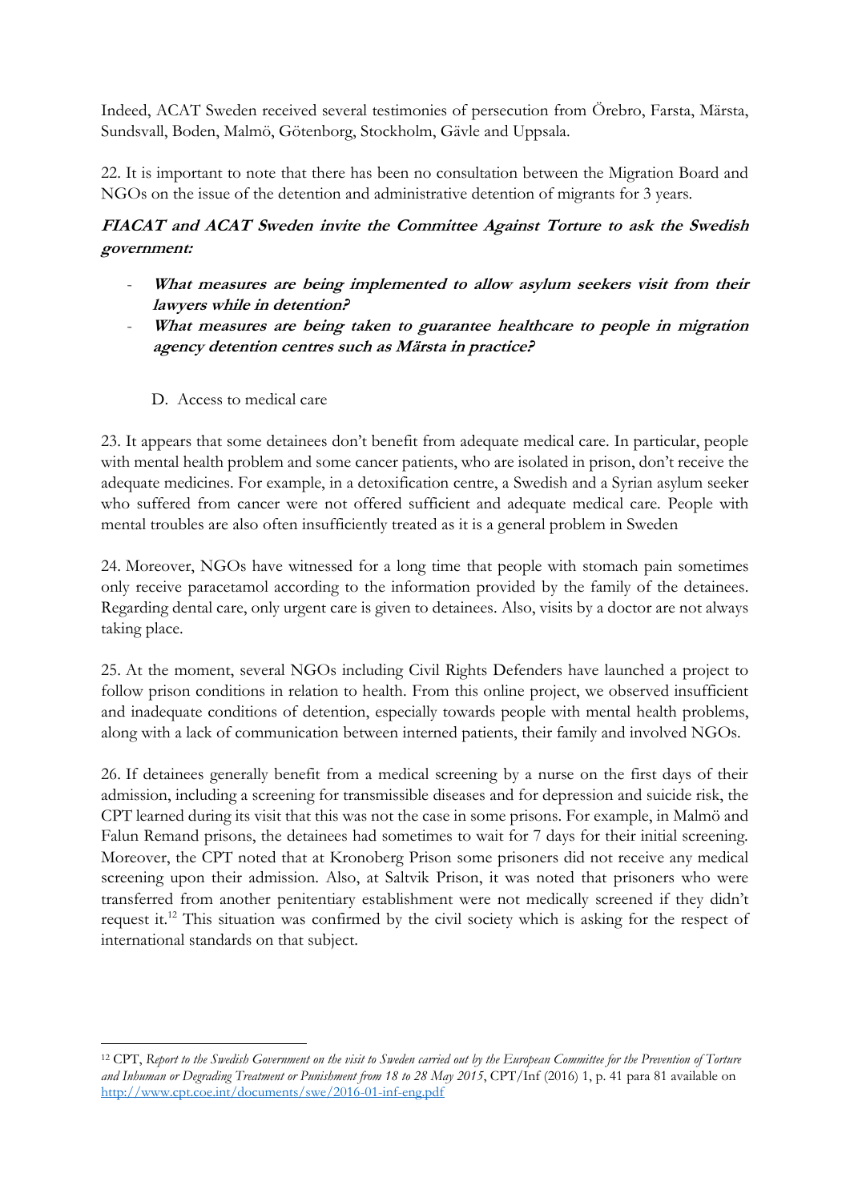Indeed, ACAT Sweden received several testimonies of persecution from Örebro, Farsta, Märsta, Sundsvall, Boden, Malmö, Götenborg, Stockholm, Gävle and Uppsala.

22. It is important to note that there has been no consultation between the Migration Board and NGOs on the issue of the detention and administrative detention of migrants for 3 years.

***FIACAT and ACAT Sweden invite the Committee Against Torture to ask the Swedish government:***

- ***What measures are being implemented to allow asylum seekers visit from their lawyers while in detention?***
- ***What measures are being taken to guarantee healthcare to people in migration agency detention centres such as Märsta in practice?***

### D. Access to medical care

23. It appears that some detainees don't benefit from adequate medical care. In particular, people with mental health problem and some cancer patients, who are isolated in prison, don't receive the adequate medicines. For example, in a detoxification centre, a Swedish and a Syrian asylum seeker who suffered from cancer were not offered sufficient and adequate medical care. People with mental troubles are also often insufficiently treated as it is a general problem in Sweden

24. Moreover, NGOs have witnessed for a long time that people with stomach pain sometimes only receive paracetamol according to the information provided by the family of the detainees. Regarding dental care, only urgent care is given to detainees. Also, visits by a doctor are not always taking place.

25. At the moment, several NGOs including Civil Rights Defenders have launched a project to follow prison conditions in relation to health. From this online project, we observed insufficient and inadequate conditions of detention, especially towards people with mental health problems, along with a lack of communication between interned patients, their family and involved NGOs.

26. If detainees generally benefit from a medical screening by a nurse on the first days of their admission, including a screening for transmissible diseases and for depression and suicide risk, the CPT learned during its visit that this was not the case in some prisons. For example, in Malmö and Falun Remand prisons, the detainees had sometimes to wait for 7 days for their initial screening. Moreover, the CPT noted that at Kronoberg Prison some prisoners did not receive any medical screening upon their admission. Also, at Saltvik Prison, it was noted that prisoners who were transferred from another penitentiary establishment were not medically screened if they didn't request it.[12] This situation was confirmed by the civil society which is asking for the respect of international standards on that subject.

---

[12] CPT, *Report to the Swedish Government on the visit to Sweden carried out by the European Committee for the Prevention of Torture and Inhuman or Degrading Treatment or Punishment from 18 to 28 May 2015*, CPT/Inf (2016) 1, p. 41 para 81 available on http://www.cpt.coe.int/documents/swe/2016-01-inf-eng.pdf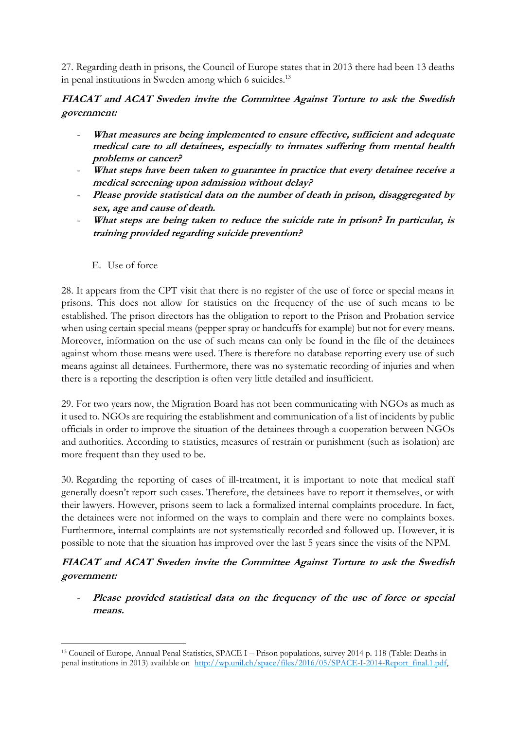27. Regarding death in prisons, the Council of Europe states that in 2013 there had been 13 deaths in penal institutions in Sweden among which 6 suicides.[13]

***FIACAT and ACAT Sweden invite the Committee Against Torture to ask the Swedish government:***

- ***What measures are being implemented to ensure effective, sufficient and adequate medical care to all detainees, especially to inmates suffering from mental health problems or cancer?***
- ***What steps have been taken to guarantee in practice that every detainee receive a medical screening upon admission without delay?***
- ***Please provide statistical data on the number of death in prison, disaggregated by sex, age and cause of death.***
- ***What steps are being taken to reduce the suicide rate in prison? In particular, is training provided regarding suicide prevention?***

## E. Use of force

28. It appears from the CPT visit that there is no register of the use of force or special means in prisons. This does not allow for statistics on the frequency of the use of such means to be established. The prison directors has the obligation to report to the Prison and Probation service when using certain special means (pepper spray or handcuffs for example) but not for every means. Moreover, information on the use of such means can only be found in the file of the detainees against whom those means were used. There is therefore no database reporting every use of such means against all detainees. Furthermore, there was no systematic recording of injuries and when there is a reporting the description is often very little detailed and insufficient.

29. For two years now, the Migration Board has not been communicating with NGOs as much as it used to. NGOs are requiring the establishment and communication of a list of incidents by public officials in order to improve the situation of the detainees through a cooperation between NGOs and authorities. According to statistics, measures of restrain or punishment (such as isolation) are more frequent than they used to be.

30. Regarding the reporting of cases of ill-treatment, it is important to note that medical staff generally doesn't report such cases. Therefore, the detainees have to report it themselves, or with their lawyers. However, prisons seem to lack a formalized internal complaints procedure. In fact, the detainees were not informed on the ways to complain and there were no complaints boxes. Furthermore, internal complaints are not systematically recorded and followed up. However, it is possible to note that the situation has improved over the last 5 years since the visits of the NPM.

***FIACAT and ACAT Sweden invite the Committee Against Torture to ask the Swedish government:***

- ***Please provided statistical data on the frequency of the use of force or special means.***

---

[13] Council of Europe, Annual Penal Statistics, SPACE I – Prison populations, survey 2014 p. 118 (Table: Deaths in penal institutions in 2013) available on http://wp.unil.ch/space/files/2016/05/SPACE-I-2014-Report_final.1.pdf,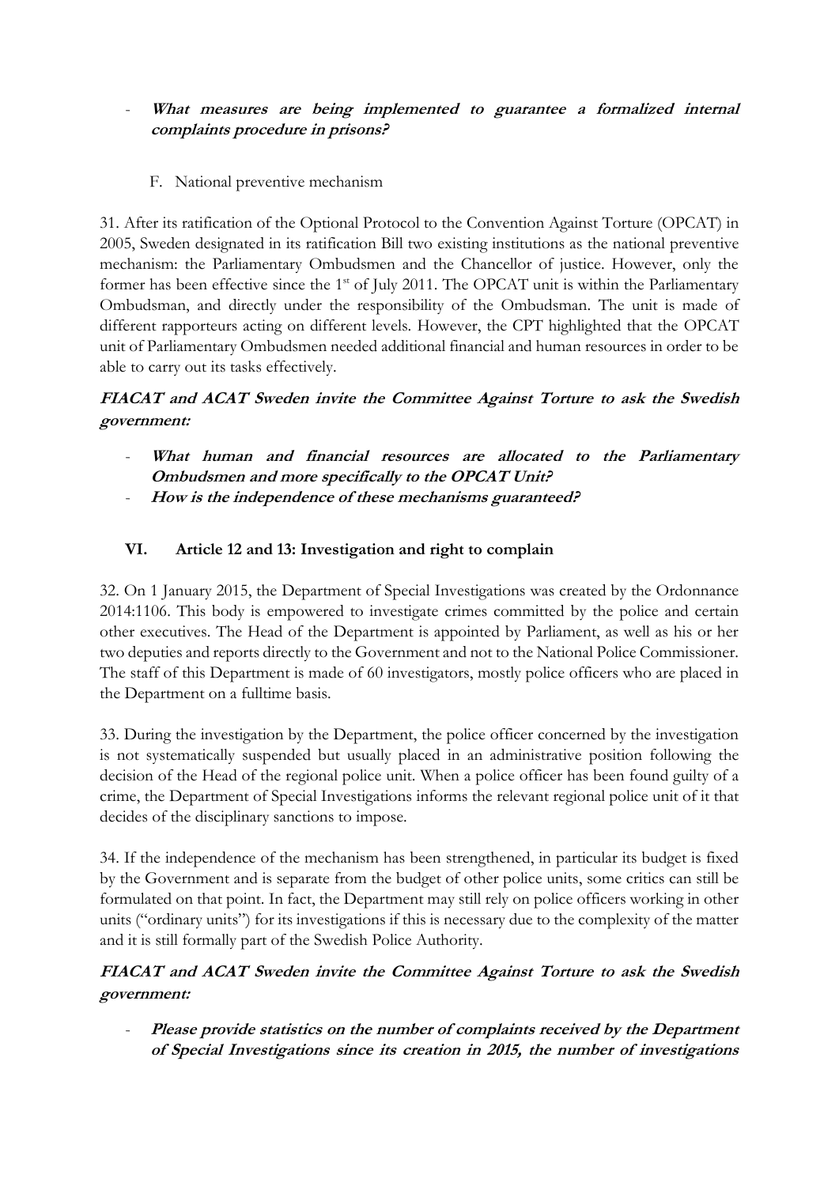- ***What measures are being implemented to guarantee a formalized internal complaints procedure in prisons?***

F. National preventive mechanism

31. After its ratification of the Optional Protocol to the Convention Against Torture (OPCAT) in 2005, Sweden designated in its ratification Bill two existing institutions as the national preventive mechanism: the Parliamentary Ombudsmen and the Chancellor of justice. However, only the former has been effective since the 1st of July 2011. The OPCAT unit is within the Parliamentary Ombudsman, and directly under the responsibility of the Ombudsman. The unit is made of different rapporteurs acting on different levels. However, the CPT highlighted that the OPCAT unit of Parliamentary Ombudsmen needed additional financial and human resources in order to be able to carry out its tasks effectively.

***FIACAT and ACAT Sweden invite the Committee Against Torture to ask the Swedish government:***

- ***What human and financial resources are allocated to the Parliamentary Ombudsmen and more specifically to the OPCAT Unit?***
- ***How is the independence of these mechanisms guaranteed?***

## VI. Article 12 and 13: Investigation and right to complain

32. On 1 January 2015, the Department of Special Investigations was created by the Ordonnance 2014:1106. This body is empowered to investigate crimes committed by the police and certain other executives. The Head of the Department is appointed by Parliament, as well as his or her two deputies and reports directly to the Government and not to the National Police Commissioner. The staff of this Department is made of 60 investigators, mostly police officers who are placed in the Department on a fulltime basis.

33. During the investigation by the Department, the police officer concerned by the investigation is not systematically suspended but usually placed in an administrative position following the decision of the Head of the regional police unit. When a police officer has been found guilty of a crime, the Department of Special Investigations informs the relevant regional police unit of it that decides of the disciplinary sanctions to impose.

34. If the independence of the mechanism has been strengthened, in particular its budget is fixed by the Government and is separate from the budget of other police units, some critics can still be formulated on that point. In fact, the Department may still rely on police officers working in other units ("ordinary units") for its investigations if this is necessary due to the complexity of the matter and it is still formally part of the Swedish Police Authority.

***FIACAT and ACAT Sweden invite the Committee Against Torture to ask the Swedish government:***

- ***Please provide statistics on the number of complaints received by the Department of Special Investigations since its creation in 2015, the number of investigations***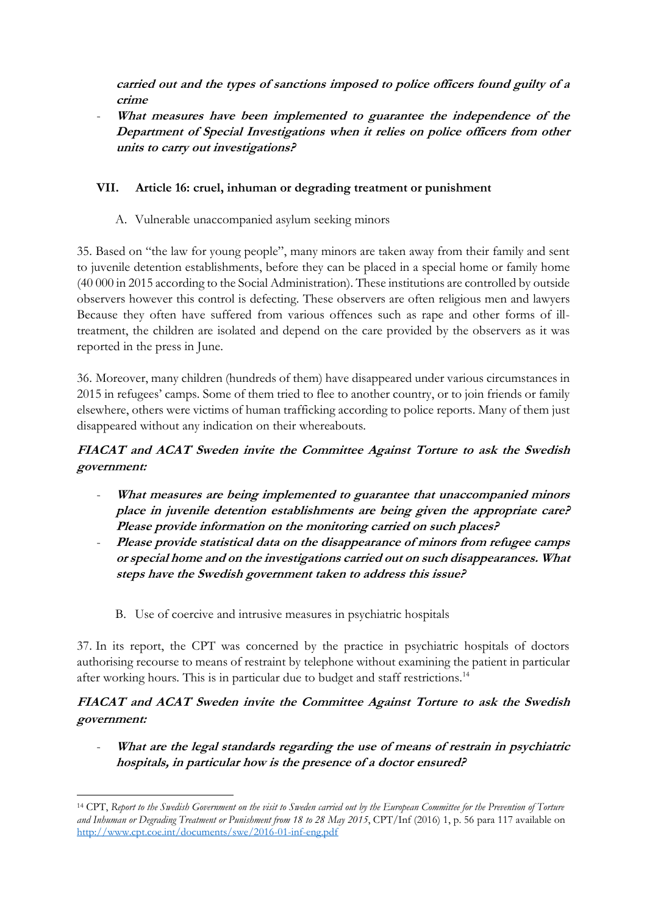**carried out and the types of sanctions imposed to police officers found guilty of a crime**

- ***What measures have been implemented to guarantee the independence of the Department of Special Investigations when it relies on police officers from other units to carry out investigations?***

## VII. Article 16: cruel, inhuman or degrading treatment or punishment

### A. Vulnerable unaccompanied asylum seeking minors

35. Based on "the law for young people", many minors are taken away from their family and sent to juvenile detention establishments, before they can be placed in a special home or family home (40 000 in 2015 according to the Social Administration). These institutions are controlled by outside observers however this control is defecting. These observers are often religious men and lawyers Because they often have suffered from various offences such as rape and other forms of ill-treatment, the children are isolated and depend on the care provided by the observers as it was reported in the press in June.

36. Moreover, many children (hundreds of them) have disappeared under various circumstances in 2015 in refugees' camps. Some of them tried to flee to another country, or to join friends or family elsewhere, others were victims of human trafficking according to police reports. Many of them just disappeared without any indication on their whereabouts.

***FIACAT and ACAT Sweden invite the Committee Against Torture to ask the Swedish government:***

- ***What measures are being implemented to guarantee that unaccompanied minors place in juvenile detention establishments are being given the appropriate care? Please provide information on the monitoring carried on such places?***
- ***Please provide statistical data on the disappearance of minors from refugee camps or special home and on the investigations carried out on such disappearances. What steps have the Swedish government taken to address this issue?***

### B. Use of coercive and intrusive measures in psychiatric hospitals

37. In its report, the CPT was concerned by the practice in psychiatric hospitals of doctors authorising recourse to means of restraint by telephone without examining the patient in particular after working hours. This is in particular due to budget and staff restrictions.[14]

***FIACAT and ACAT Sweden invite the Committee Against Torture to ask the Swedish government:***

- ***What are the legal standards regarding the use of means of restrain in psychiatric hospitals, in particular how is the presence of a doctor ensured?***

---

[14] CPT, *Report to the Swedish Government on the visit to Sweden carried out by the European Committee for the Prevention of Torture and Inhuman or Degrading Treatment or Punishment from 18 to 28 May 2015*, CPT/Inf (2016) 1, p. 56 para 117 available on http://www.cpt.coe.int/documents/swe/2016-01-inf-eng.pdf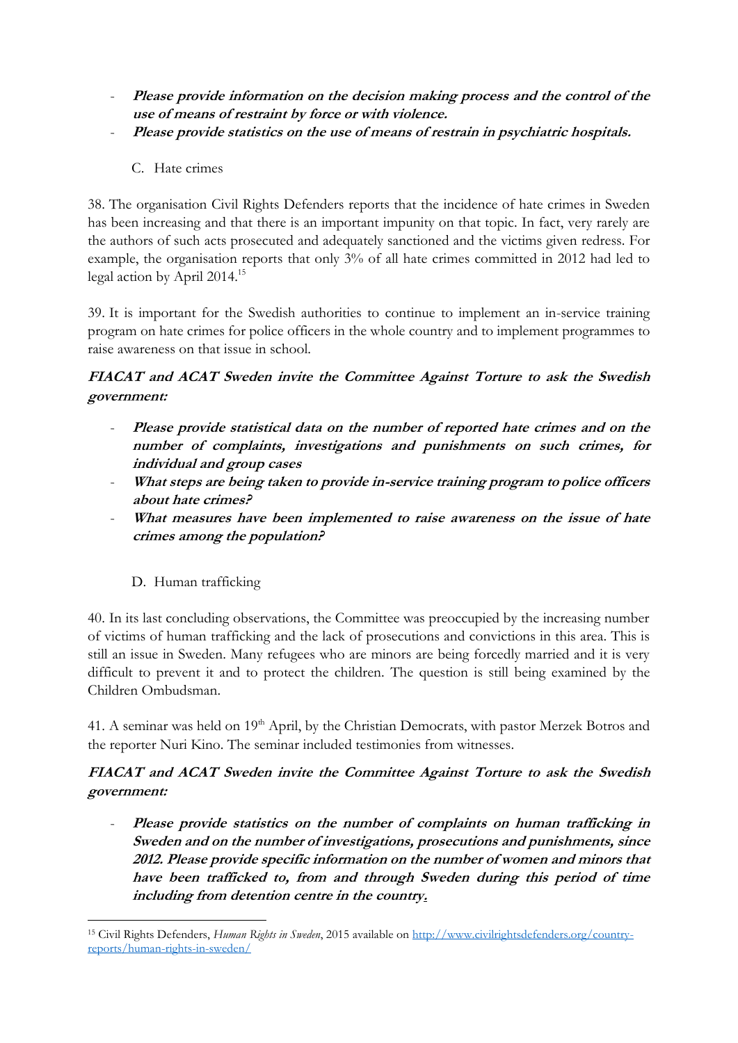- ***Please provide information on the decision making process and the control of the use of means of restraint by force or with violence.***
- ***Please provide statistics on the use of means of restrain in psychiatric hospitals.***

### C. Hate crimes

38. The organisation Civil Rights Defenders reports that the incidence of hate crimes in Sweden has been increasing and that there is an important impunity on that topic. In fact, very rarely are the authors of such acts prosecuted and adequately sanctioned and the victims given redress. For example, the organisation reports that only 3% of all hate crimes committed in 2012 had led to legal action by April 2014.[15]

39. It is important for the Swedish authorities to continue to implement an in-service training program on hate crimes for police officers in the whole country and to implement programmes to raise awareness on that issue in school.

***FIACAT and ACAT Sweden invite the Committee Against Torture to ask the Swedish government:***

- ***Please provide statistical data on the number of reported hate crimes and on the number of complaints, investigations and punishments on such crimes, for individual and group cases***
- ***What steps are being taken to provide in-service training program to police officers about hate crimes?***
- ***What measures have been implemented to raise awareness on the issue of hate crimes among the population?***

### D. Human trafficking

40. In its last concluding observations, the Committee was preoccupied by the increasing number of victims of human trafficking and the lack of prosecutions and convictions in this area. This is still an issue in Sweden. Many refugees who are minors are being forcedly married and it is very difficult to prevent it and to protect the children. The question is still being examined by the Children Ombudsman.

41. A seminar was held on 19th April, by the Christian Democrats, with pastor Merzek Botros and the reporter Nuri Kino. The seminar included testimonies from witnesses.

***FIACAT and ACAT Sweden invite the Committee Against Torture to ask the Swedish government:***

- ***Please provide statistics on the number of complaints on human trafficking in Sweden and on the number of investigations, prosecutions and punishments, since 2012. Please provide specific information on the number of women and minors that have been trafficked to, from and through Sweden during this period of time including from detention centre in the country.***

---

[15] Civil Rights Defenders, *Human Rights in Sweden*, 2015 available on http://www.civilrightsdefenders.org/country-reports/human-rights-in-sweden/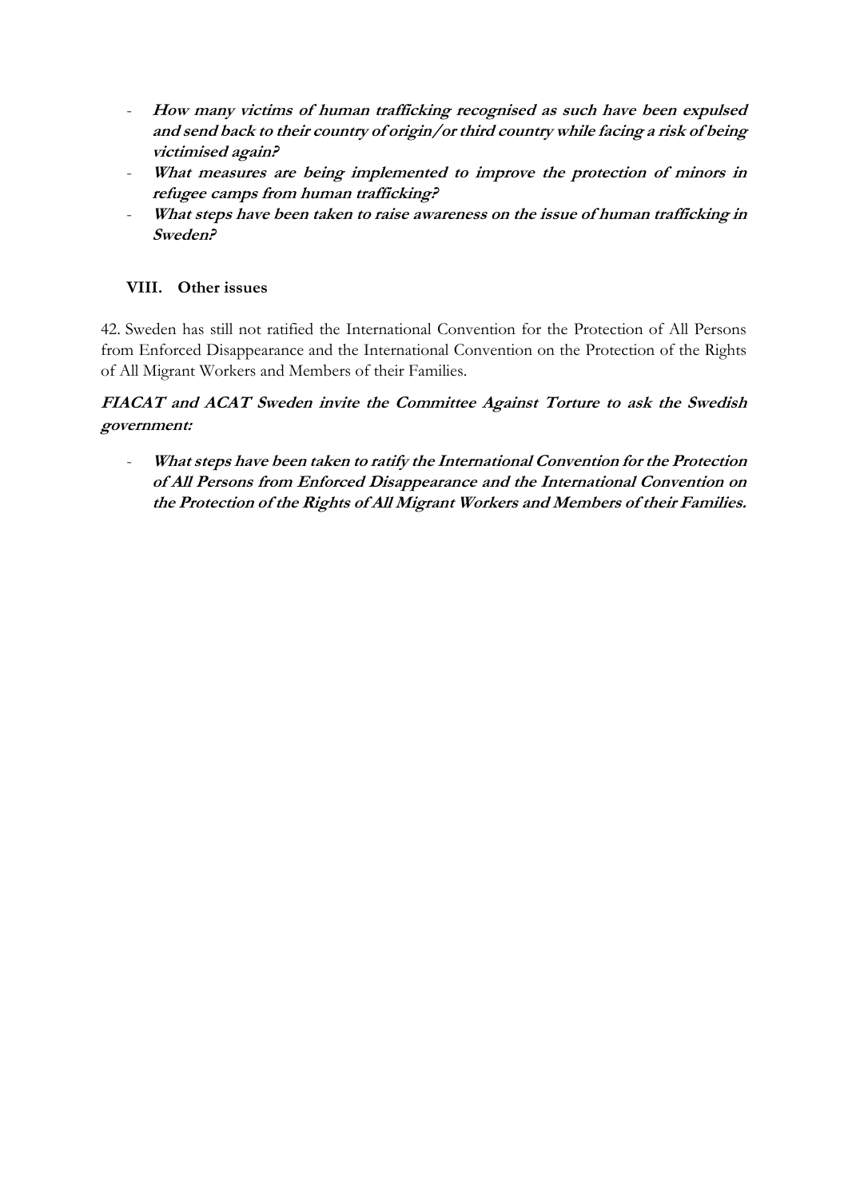- ***How many victims of human trafficking recognised as such have been expulsed and send back to their country of origin/or third country while facing a risk of being victimised again?***
- ***What measures are being implemented to improve the protection of minors in refugee camps from human trafficking?***
- ***What steps have been taken to raise awareness on the issue of human trafficking in Sweden?***

## VIII. Other issues

42. Sweden has still not ratified the International Convention for the Protection of All Persons from Enforced Disappearance and the International Convention on the Protection of the Rights of All Migrant Workers and Members of their Families.

***FIACAT and ACAT Sweden invite the Committee Against Torture to ask the Swedish government:***

- ***What steps have been taken to ratify the International Convention for the Protection of All Persons from Enforced Disappearance and the International Convention on the Protection of the Rights of All Migrant Workers and Members of their Families.***